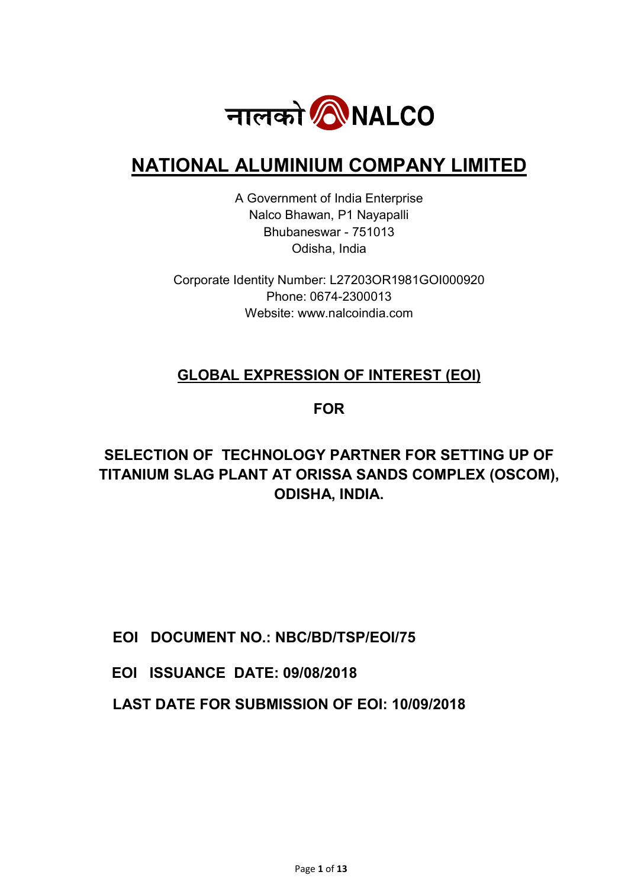नालको NALCO

# NATIONAL ALUMINIUM COMPANY LIMITED

A Government of India Enterprise
Nalco Bhawan, P1 Nayapalli
Bhubaneswar - 751013
Odisha, India

Corporate Identity Number: L27203OR1981GOI000920
Phone: 0674-2300013
Website: www.nalcoindia.com

## GLOBAL EXPRESSION OF INTEREST (EOI)

**FOR**

## SELECTION OF TECHNOLOGY PARTNER FOR SETTING UP OF TITANIUM SLAG PLANT AT ORISSA SANDS COMPLEX (OSCOM), ODISHA, INDIA.

**EOI DOCUMENT NO.: NBC/BD/TSP/EOI/75**

**EOI ISSUANCE DATE: 09/08/2018**

**LAST DATE FOR SUBMISSION OF EOI: 10/09/2018**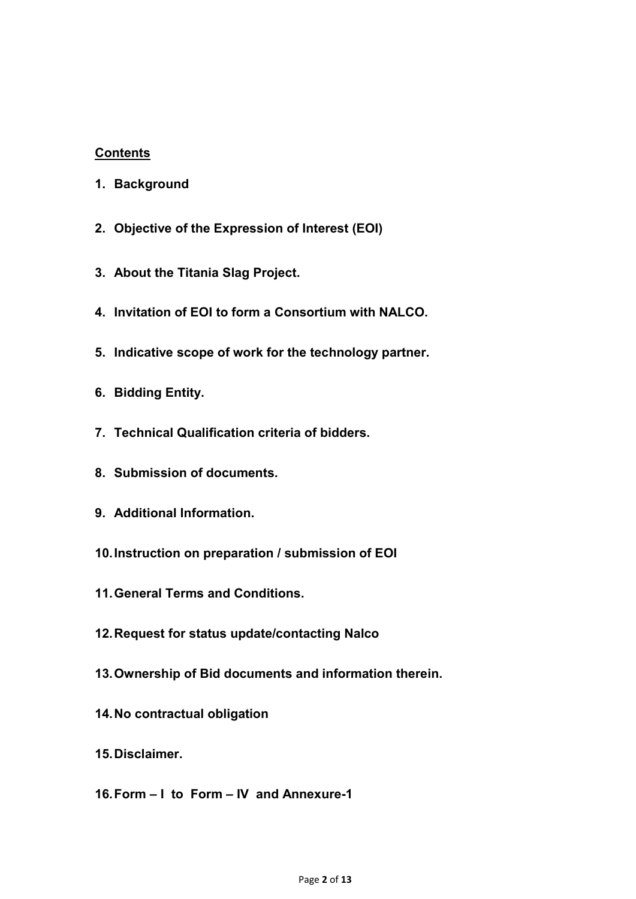**Contents**

1. **Background**
2. **Objective of the Expression of Interest (EOI)**
3. **About the Titania Slag Project.**
4. **Invitation of EOI to form a Consortium with NALCO.**
5. **Indicative scope of work for the technology partner.**
6. **Bidding Entity.**
7. **Technical Qualification criteria of bidders.**
8. **Submission of documents.**
9. **Additional Information.**
10. **Instruction on preparation / submission of EOI**
11. **General Terms and Conditions.**
12. **Request for status update/contacting Nalco**
13. **Ownership of Bid documents and information therein.**
14. **No contractual obligation**
15. **Disclaimer.**
16. **Form – I to Form – IV and Annexure-1**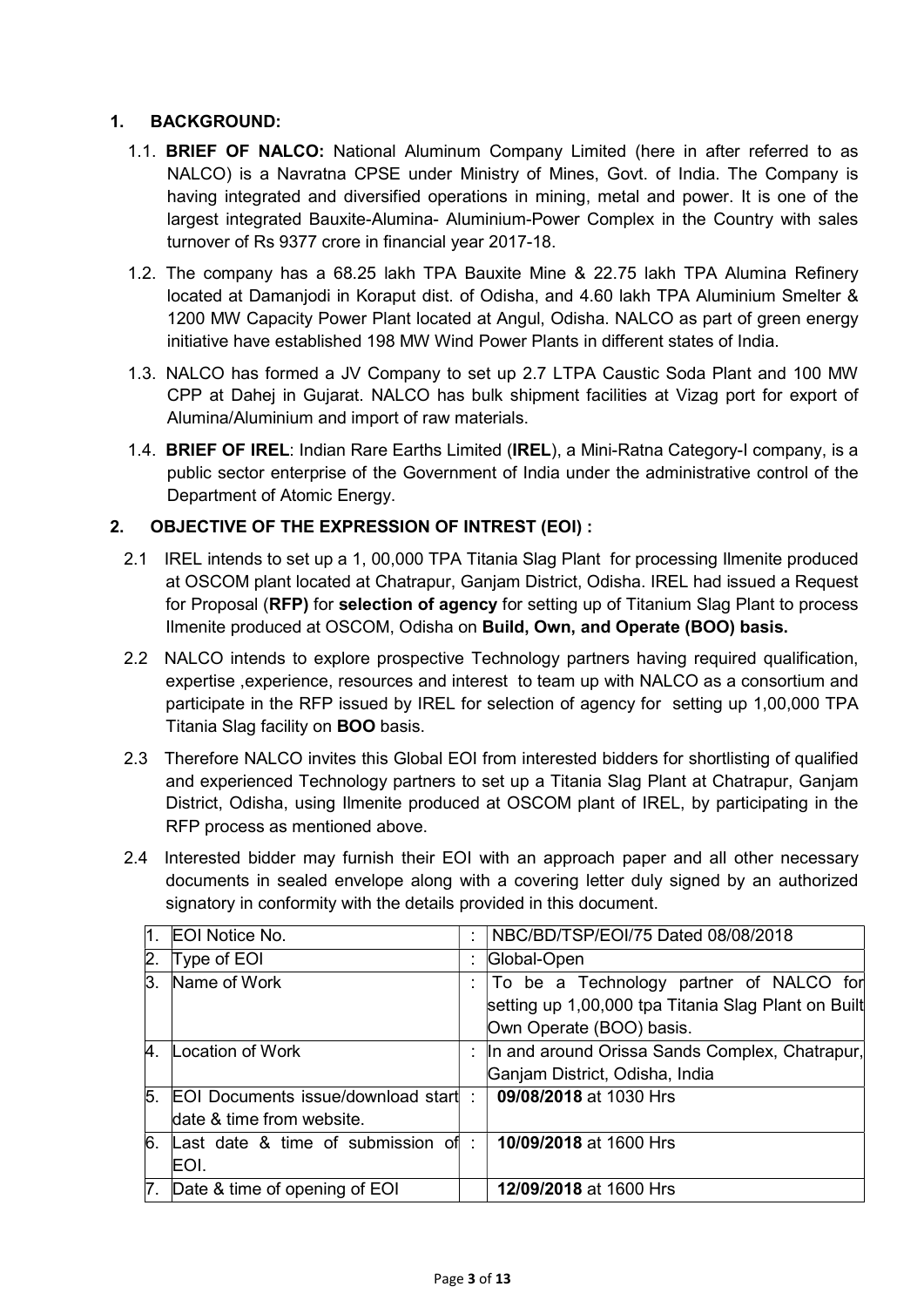## 1. BACKGROUND:

1.1. **BRIEF OF NALCO:** National Aluminum Company Limited (here in after referred to as NALCO) is a Navratna CPSE under Ministry of Mines, Govt. of India. The Company is having integrated and diversified operations in mining, metal and power. It is one of the largest integrated Bauxite-Alumina- Aluminium-Power Complex in the Country with sales turnover of Rs 9377 crore in financial year 2017-18.

1.2. The company has a 68.25 lakh TPA Bauxite Mine & 22.75 lakh TPA Alumina Refinery located at Damanjodi in Koraput dist. of Odisha, and 4.60 lakh TPA Aluminium Smelter & 1200 MW Capacity Power Plant located at Angul, Odisha. NALCO as part of green energy initiative have established 198 MW Wind Power Plants in different states of India.

1.3. NALCO has formed a JV Company to set up 2.7 LTPA Caustic Soda Plant and 100 MW CPP at Dahej in Gujarat. NALCO has bulk shipment facilities at Vizag port for export of Alumina/Aluminium and import of raw materials.

1.4. **BRIEF OF IREL**: Indian Rare Earths Limited (**IREL**), a Mini-Ratna Category-I company, is a public sector enterprise of the Government of India under the administrative control of the Department of Atomic Energy.

## 2. OBJECTIVE OF THE EXPRESSION OF INTREST (EOI) :

2.1 IREL intends to set up a 1, 00,000 TPA Titania Slag Plant for processing Ilmenite produced at OSCOM plant located at Chatrapur, Ganjam District, Odisha. IREL had issued a Request for Proposal (**RFP)** for **selection of agency** for setting up of Titanium Slag Plant to process Ilmenite produced at OSCOM, Odisha on **Build, Own, and Operate (BOO) basis.**

2.2 NALCO intends to explore prospective Technology partners having required qualification, expertise ,experience, resources and interest to team up with NALCO as a consortium and participate in the RFP issued by IREL for selection of agency for setting up 1,00,000 TPA Titania Slag facility on **BOO** basis.

2.3 Therefore NALCO invites this Global EOI from interested bidders for shortlisting of qualified and experienced Technology partners to set up a Titania Slag Plant at Chatrapur, Ganjam District, Odisha, using Ilmenite produced at OSCOM plant of IREL, by participating in the RFP process as mentioned above.

2.4 Interested bidder may furnish their EOI with an approach paper and all other necessary documents in sealed envelope along with a covering letter duly signed by an authorized signatory in conformity with the details provided in this document.

| | | | |
|---|---|---|---|
| 1. | EOI Notice No. | : | NBC/BD/TSP/EOI/75 Dated 08/08/2018 |
| 2. | Type of EOI | : | Global-Open |
| 3. | Name of Work | : | To be a Technology partner of NALCO for setting up 1,00,000 tpa Titania Slag Plant on Built Own Operate (BOO) basis. |
| 4. | Location of Work | : | In and around Orissa Sands Complex, Chatrapur, Ganjam District, Odisha, India |
| 5. | EOI Documents issue/download start date & time from website. | : | **09/08/2018** at 1030 Hrs |
| 6. | Last date & time of submission of EOI. | : | **10/09/2018** at 1600 Hrs |
| 7. | Date & time of opening of EOI | | **12/09/2018** at 1600 Hrs |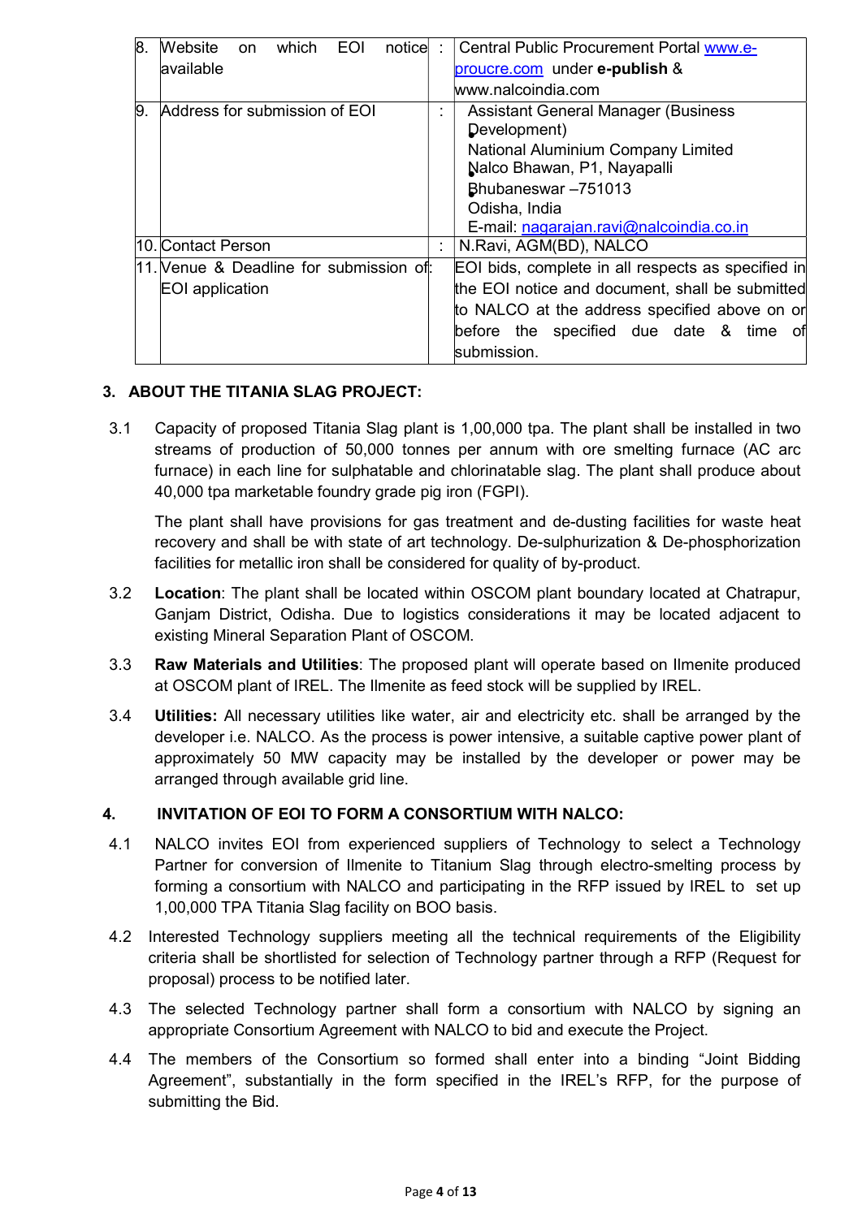| | | | |
|---|---|---|---|
| 8. | Website on which EOI notice available | : | Central Public Procurement Portal www.e-procure.com under **e-publish** & www.nalcoindia.com |
| 9. | Address for submission of EOI | : | Assistant General Manager (Business Development)<br>National Aluminium Company Limited<br>Nalco Bhawan, P1, Nayapalli<br>Bhubaneswar –751013<br>Odisha, India<br>E-mail: nagarajan.ravi@nalcoindia.co.in |
| 10. | Contact Person | : | N.Ravi, AGM(BD), NALCO |
| 11. | Venue & Deadline for submission of EOI application | : | EOI bids, complete in all respects as specified in the EOI notice and document, shall be submitted to NALCO at the address specified above on or before the specified due date & time of submission. |

### 3. ABOUT THE TITANIA SLAG PROJECT:

3.1 Capacity of proposed Titania Slag plant is 1,00,000 tpa. The plant shall be installed in two streams of production of 50,000 tonnes per annum with ore smelting furnace (AC arc furnace) in each line for sulphatable and chlorinatable slag. The plant shall produce about 40,000 tpa marketable foundry grade pig iron (FGPI).

The plant shall have provisions for gas treatment and de-dusting facilities for waste heat recovery and shall be with state of art technology. De-sulphurization & De-phosphorization facilities for metallic iron shall be considered for quality of by-product.

3.2 **Location**: The plant shall be located within OSCOM plant boundary located at Chatrapur, Ganjam District, Odisha. Due to logistics considerations it may be located adjacent to existing Mineral Separation Plant of OSCOM.

3.3 **Raw Materials and Utilities**: The proposed plant will operate based on Ilmenite produced at OSCOM plant of IREL. The Ilmenite as feed stock will be supplied by IREL.

3.4 **Utilities:** All necessary utilities like water, air and electricity etc. shall be arranged by the developer i.e. NALCO. As the process is power intensive, a suitable captive power plant of approximately 50 MW capacity may be installed by the developer or power may be arranged through available grid line.

### 4. INVITATION OF EOI TO FORM A CONSORTIUM WITH NALCO:

4.1 NALCO invites EOI from experienced suppliers of Technology to select a Technology Partner for conversion of Ilmenite to Titanium Slag through electro-smelting process by forming a consortium with NALCO and participating in the RFP issued by IREL to set up 1,00,000 TPA Titania Slag facility on BOO basis.

4.2 Interested Technology suppliers meeting all the technical requirements of the Eligibility criteria shall be shortlisted for selection of Technology partner through a RFP (Request for proposal) process to be notified later.

4.3 The selected Technology partner shall form a consortium with NALCO by signing an appropriate Consortium Agreement with NALCO to bid and execute the Project.

4.4 The members of the Consortium so formed shall enter into a binding "Joint Bidding Agreement", substantially in the form specified in the IREL's RFP, for the purpose of submitting the Bid.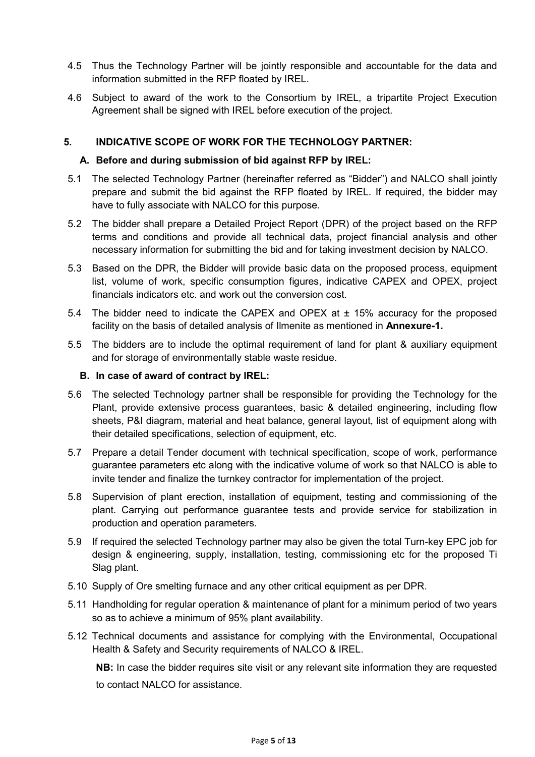4.5 Thus the Technology Partner will be jointly responsible and accountable for the data and information submitted in the RFP floated by IREL.

4.6 Subject to award of the work to the Consortium by IREL, a tripartite Project Execution Agreement shall be signed with IREL before execution of the project.

## 5. INDICATIVE SCOPE OF WORK FOR THE TECHNOLOGY PARTNER:

### A. Before and during submission of bid against RFP by IREL:

5.1 The selected Technology Partner (hereinafter referred as "Bidder") and NALCO shall jointly prepare and submit the bid against the RFP floated by IREL. If required, the bidder may have to fully associate with NALCO for this purpose.

5.2 The bidder shall prepare a Detailed Project Report (DPR) of the project based on the RFP terms and conditions and provide all technical data, project financial analysis and other necessary information for submitting the bid and for taking investment decision by NALCO.

5.3 Based on the DPR, the Bidder will provide basic data on the proposed process, equipment list, volume of work, specific consumption figures, indicative CAPEX and OPEX, project financials indicators etc. and work out the conversion cost.

5.4 The bidder need to indicate the CAPEX and OPEX at ± 15% accuracy for the proposed facility on the basis of detailed analysis of Ilmenite as mentioned in **Annexure-1.**

5.5 The bidders are to include the optimal requirement of land for plant & auxiliary equipment and for storage of environmentally stable waste residue.

### B. In case of award of contract by IREL:

5.6 The selected Technology partner shall be responsible for providing the Technology for the Plant, provide extensive process guarantees, basic & detailed engineering, including flow sheets, P&I diagram, material and heat balance, general layout, list of equipment along with their detailed specifications, selection of equipment, etc.

5.7 Prepare a detail Tender document with technical specification, scope of work, performance guarantee parameters etc along with the indicative volume of work so that NALCO is able to invite tender and finalize the turnkey contractor for implementation of the project.

5.8 Supervision of plant erection, installation of equipment, testing and commissioning of the plant. Carrying out performance guarantee tests and provide service for stabilization in production and operation parameters.

5.9 If required the selected Technology partner may also be given the total Turn-key EPC job for design & engineering, supply, installation, testing, commissioning etc for the proposed Ti Slag plant.

5.10 Supply of Ore smelting furnace and any other critical equipment as per DPR.

5.11 Handholding for regular operation & maintenance of plant for a minimum period of two years so as to achieve a minimum of 95% plant availability.

5.12 Technical documents and assistance for complying with the Environmental, Occupational Health & Safety and Security requirements of NALCO & IREL.

**NB:** In case the bidder requires site visit or any relevant site information they are requested to contact NALCO for assistance.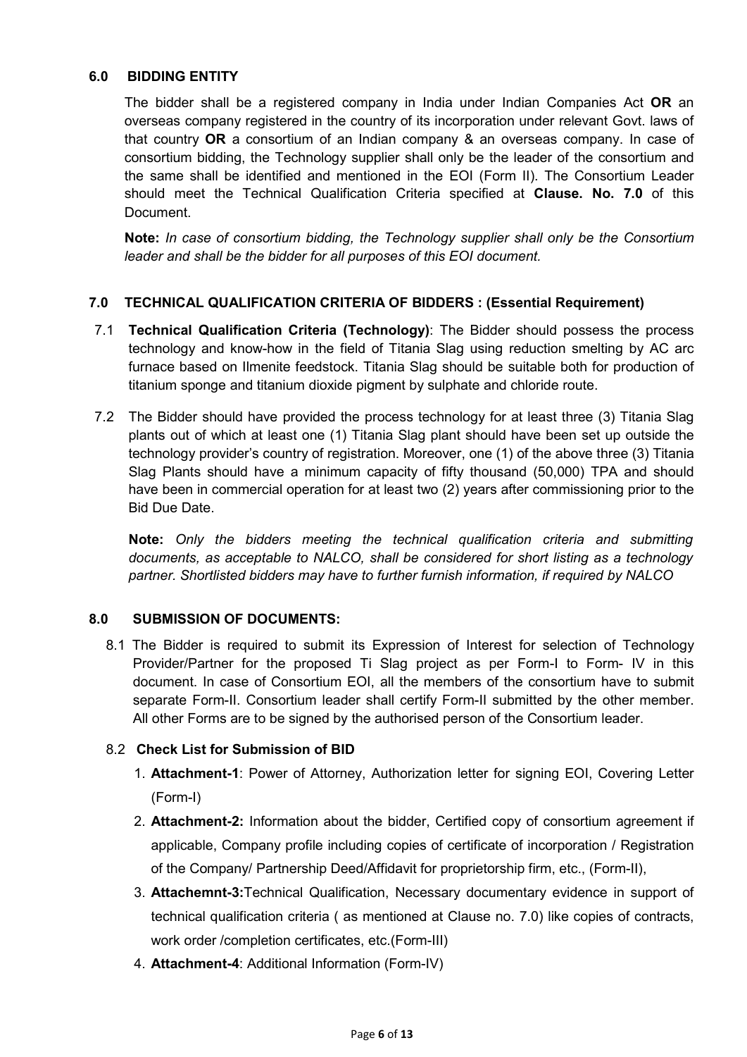## 6.0 BIDDING ENTITY

The bidder shall be a registered company in India under Indian Companies Act **OR** an overseas company registered in the country of its incorporation under relevant Govt. laws of that country **OR** a consortium of an Indian company & an overseas company. In case of consortium bidding, the Technology supplier shall only be the leader of the consortium and the same shall be identified and mentioned in the EOI (Form II). The Consortium Leader should meet the Technical Qualification Criteria specified at **Clause. No. 7.0** of this Document.

**Note:** *In case of consortium bidding, the Technology supplier shall only be the Consortium leader and shall be the bidder for all purposes of this EOI document.*

## 7.0 TECHNICAL QUALIFICATION CRITERIA OF BIDDERS : (Essential Requirement)

7.1 **Technical Qualification Criteria (Technology)**: The Bidder should possess the process technology and know-how in the field of Titania Slag using reduction smelting by AC arc furnace based on Ilmenite feedstock. Titania Slag should be suitable both for production of titanium sponge and titanium dioxide pigment by sulphate and chloride route.

7.2 The Bidder should have provided the process technology for at least three (3) Titania Slag plants out of which at least one (1) Titania Slag plant should have been set up outside the technology provider's country of registration. Moreover, one (1) of the above three (3) Titania Slag Plants should have a minimum capacity of fifty thousand (50,000) TPA and should have been in commercial operation for at least two (2) years after commissioning prior to the Bid Due Date.

**Note:** *Only the bidders meeting the technical qualification criteria and submitting documents, as acceptable to NALCO, shall be considered for short listing as a technology partner. Shortlisted bidders may have to further furnish information, if required by NALCO*

## 8.0 SUBMISSION OF DOCUMENTS:

8.1 The Bidder is required to submit its Expression of Interest for selection of Technology Provider/Partner for the proposed Ti Slag project as per Form-I to Form- IV in this document. In case of Consortium EOI, all the members of the consortium have to submit separate Form-II. Consortium leader shall certify Form-II submitted by the other member. All other Forms are to be signed by the authorised person of the Consortium leader.

### 8.2 Check List for Submission of BID

1. **Attachment-1**: Power of Attorney, Authorization letter for signing EOI, Covering Letter (Form-I)
2. **Attachment-2:** Information about the bidder, Certified copy of consortium agreement if applicable, Company profile including copies of certificate of incorporation / Registration of the Company/ Partnership Deed/Affidavit for proprietorship firm, etc., (Form-II),
3. **Attachemnt-3:**Technical Qualification, Necessary documentary evidence in support of technical qualification criteria ( as mentioned at Clause no. 7.0) like copies of contracts, work order /completion certificates, etc.(Form-III)
4. **Attachment-4**: Additional Information (Form-IV)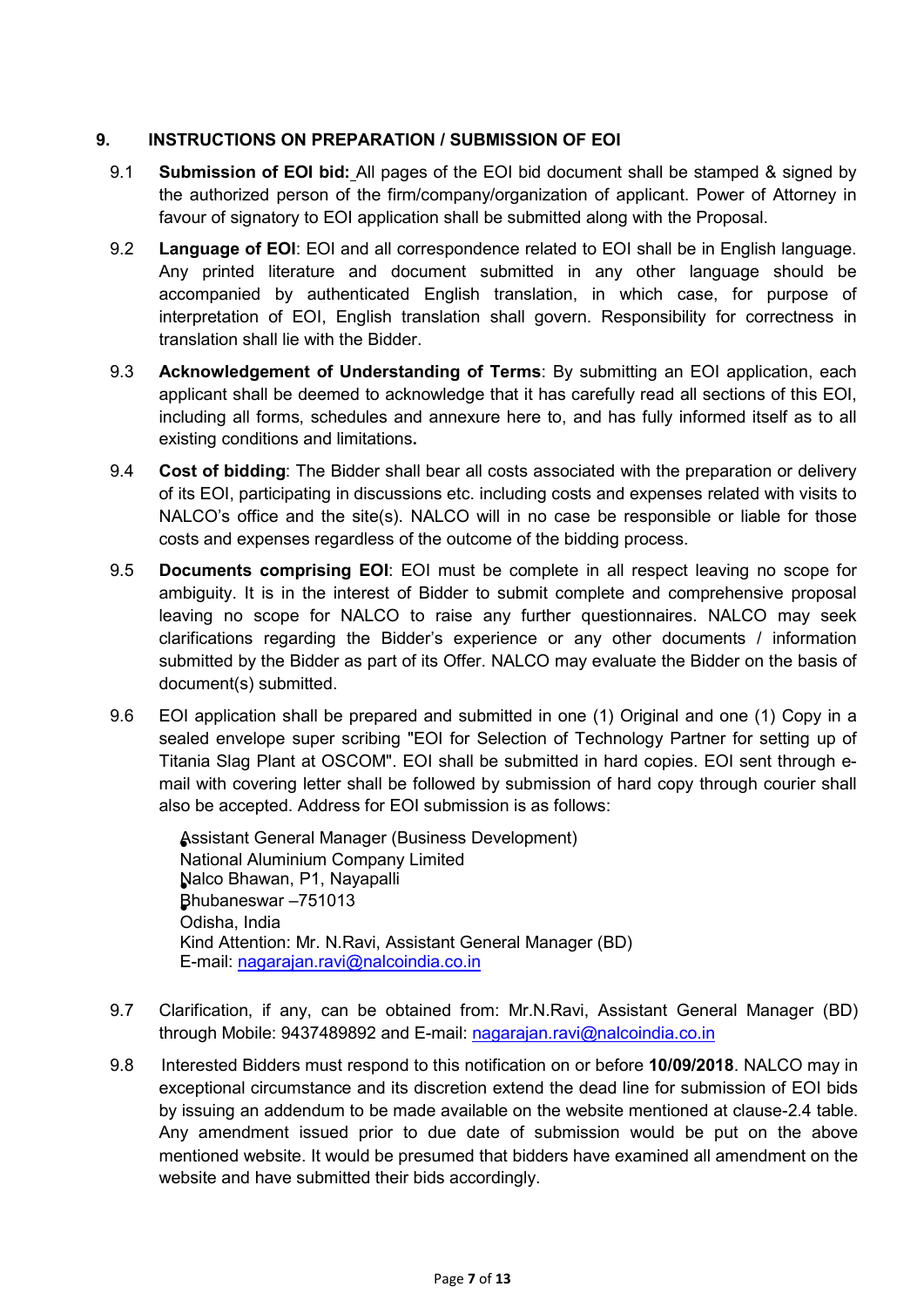## 9. INSTRUCTIONS ON PREPARATION / SUBMISSION OF EOI

9.1 **Submission of EOI bid:** All pages of the EOI bid document shall be stamped & signed by the authorized person of the firm/company/organization of applicant. Power of Attorney in favour of signatory to EOI application shall be submitted along with the Proposal.

9.2 **Language of EOI**: EOI and all correspondence related to EOI shall be in English language. Any printed literature and document submitted in any other language should be accompanied by authenticated English translation, in which case, for purpose of interpretation of EOI, English translation shall govern. Responsibility for correctness in translation shall lie with the Bidder.

9.3 **Acknowledgement of Understanding of Terms**: By submitting an EOI application, each applicant shall be deemed to acknowledge that it has carefully read all sections of this EOI, including all forms, schedules and annexure here to, and has fully informed itself as to all existing conditions and limitations**.**

9.4 **Cost of bidding**: The Bidder shall bear all costs associated with the preparation or delivery of its EOI, participating in discussions etc. including costs and expenses related with visits to NALCO's office and the site(s). NALCO will in no case be responsible or liable for those costs and expenses regardless of the outcome of the bidding process.

9.5 **Documents comprising EOI**: EOI must be complete in all respect leaving no scope for ambiguity. It is in the interest of Bidder to submit complete and comprehensive proposal leaving no scope for NALCO to raise any further questionnaires. NALCO may seek clarifications regarding the Bidder's experience or any other documents / information submitted by the Bidder as part of its Offer. NALCO may evaluate the Bidder on the basis of document(s) submitted.

9.6 EOI application shall be prepared and submitted in one (1) Original and one (1) Copy in a sealed envelope super scribing "EOI for Selection of Technology Partner for setting up of Titania Slag Plant at OSCOM". EOI shall be submitted in hard copies. EOI sent through e-mail with covering letter shall be followed by submission of hard copy through courier shall also be accepted. Address for EOI submission is as follows:

Assistant General Manager (Business Development)
National Aluminium Company Limited
Nalco Bhawan, P1, Nayapalli
Bhubaneswar –751013
Odisha, India
Kind Attention: Mr. N.Ravi, Assistant General Manager (BD)
E-mail: nagarajan.ravi@nalcoindia.co.in

9.7 Clarification, if any, can be obtained from: Mr.N.Ravi, Assistant General Manager (BD) through Mobile: 9437489892 and E-mail: nagarajan.ravi@nalcoindia.co.in

9.8 Interested Bidders must respond to this notification on or before **10/09/2018**. NALCO may in exceptional circumstance and its discretion extend the dead line for submission of EOI bids by issuing an addendum to be made available on the website mentioned at clause-2.4 table. Any amendment issued prior to due date of submission would be put on the above mentioned website. It would be presumed that bidders have examined all amendment on the website and have submitted their bids accordingly.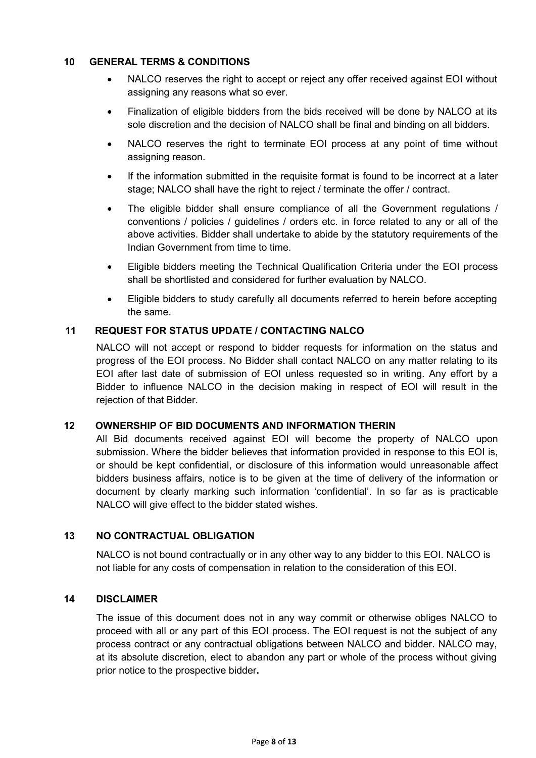## 10 GENERAL TERMS & CONDITIONS

- NALCO reserves the right to accept or reject any offer received against EOI without assigning any reasons what so ever.
- Finalization of eligible bidders from the bids received will be done by NALCO at its sole discretion and the decision of NALCO shall be final and binding on all bidders.
- NALCO reserves the right to terminate EOI process at any point of time without assigning reason.
- If the information submitted in the requisite format is found to be incorrect at a later stage; NALCO shall have the right to reject / terminate the offer / contract.
- The eligible bidder shall ensure compliance of all the Government regulations / conventions / policies / guidelines / orders etc. in force related to any or all of the above activities. Bidder shall undertake to abide by the statutory requirements of the Indian Government from time to time.
- Eligible bidders meeting the Technical Qualification Criteria under the EOI process shall be shortlisted and considered for further evaluation by NALCO.
- Eligible bidders to study carefully all documents referred to herein before accepting the same.

## 11 REQUEST FOR STATUS UPDATE / CONTACTING NALCO

NALCO will not accept or respond to bidder requests for information on the status and progress of the EOI process. No Bidder shall contact NALCO on any matter relating to its EOI after last date of submission of EOI unless requested so in writing. Any effort by a Bidder to influence NALCO in the decision making in respect of EOI will result in the rejection of that Bidder.

## 12 OWNERSHIP OF BID DOCUMENTS AND INFORMATION THERIN

All Bid documents received against EOI will become the property of NALCO upon submission. Where the bidder believes that information provided in response to this EOI is, or should be kept confidential, or disclosure of this information would unreasonable affect bidders business affairs, notice is to be given at the time of delivery of the information or document by clearly marking such information 'confidential'. In so far as is practicable NALCO will give effect to the bidder stated wishes.

## 13 NO CONTRACTUAL OBLIGATION

NALCO is not bound contractually or in any other way to any bidder to this EOI. NALCO is not liable for any costs of compensation in relation to the consideration of this EOI.

## 14 DISCLAIMER

The issue of this document does not in any way commit or otherwise obliges NALCO to proceed with all or any part of this EOI process. The EOI request is not the subject of any process contract or any contractual obligations between NALCO and bidder. NALCO may, at its absolute discretion, elect to abandon any part or whole of the process without giving prior notice to the prospective bidder**.**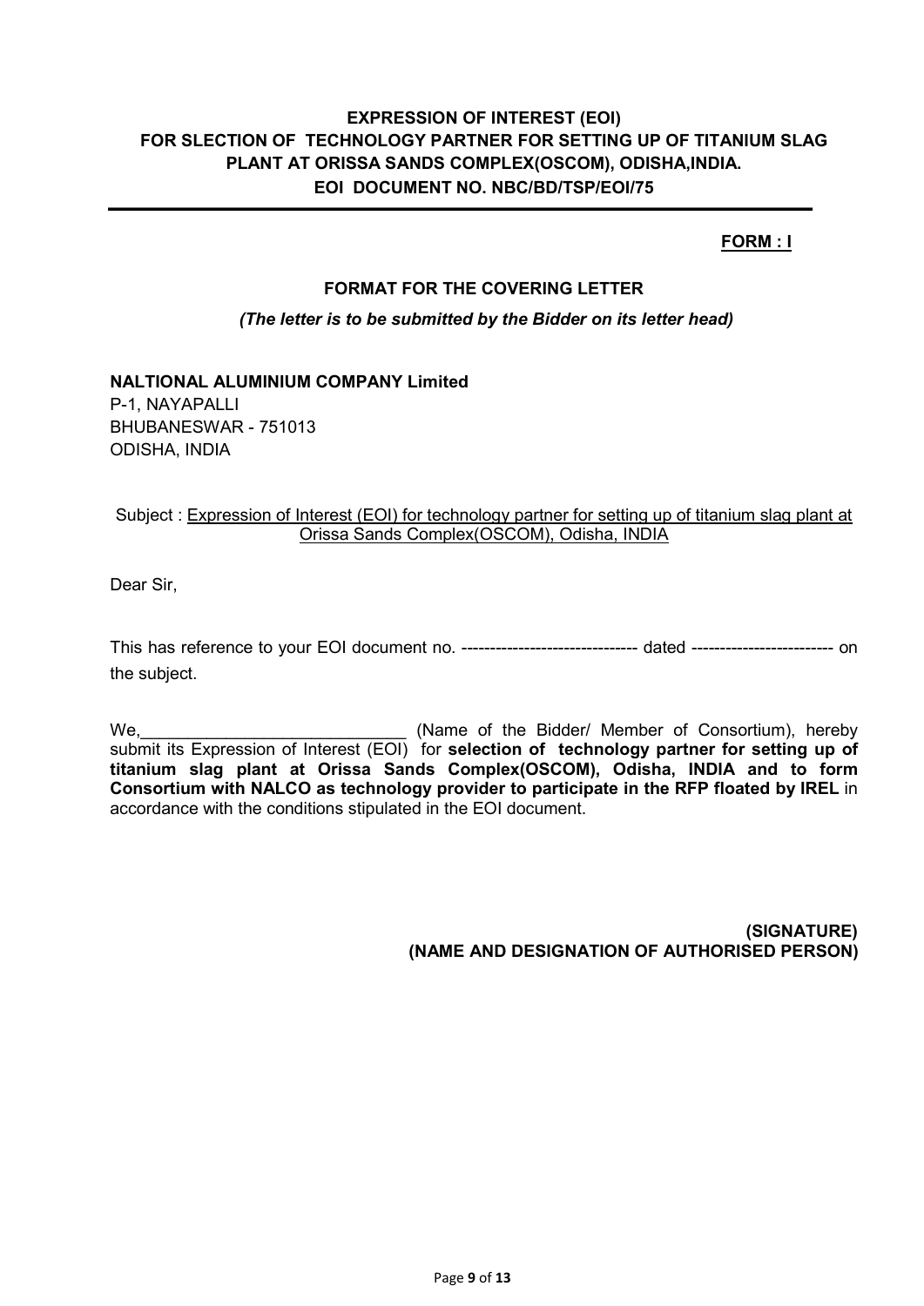**EXPRESSION OF INTEREST (EOI)**
**FOR SLECTION OF TECHNOLOGY PARTNER FOR SETTING UP OF TITANIUM SLAG PLANT AT ORISSA SANDS COMPLEX(OSCOM), ODISHA,INDIA.**
**EOI DOCUMENT NO. NBC/BD/TSP/EOI/75**

**FORM : I**

**FORMAT FOR THE COVERING LETTER**

***(The letter is to be submitted by the Bidder on its letter head)***

**NALTIONAL ALUMINIUM COMPANY Limited**
P-1, NAYAPALLI
BHUBANESWAR - 751013
ODISHA, INDIA

Subject : Expression of Interest (EOI) for technology partner for setting up of titanium slag plant at Orissa Sands Complex(OSCOM), Odisha, INDIA

Dear Sir,

This has reference to your EOI document no. ------------------------------ dated ------------------------ on the subject.

We,____________________________ (Name of the Bidder/ Member of Consortium), hereby submit its Expression of Interest (EOI) for **selection of technology partner for setting up of titanium slag plant at Orissa Sands Complex(OSCOM), Odisha, INDIA and to form Consortium with NALCO as technology provider to participate in the RFP floated by IREL** in accordance with the conditions stipulated in the EOI document.

**(SIGNATURE)**
**(NAME AND DESIGNATION OF AUTHORISED PERSON)**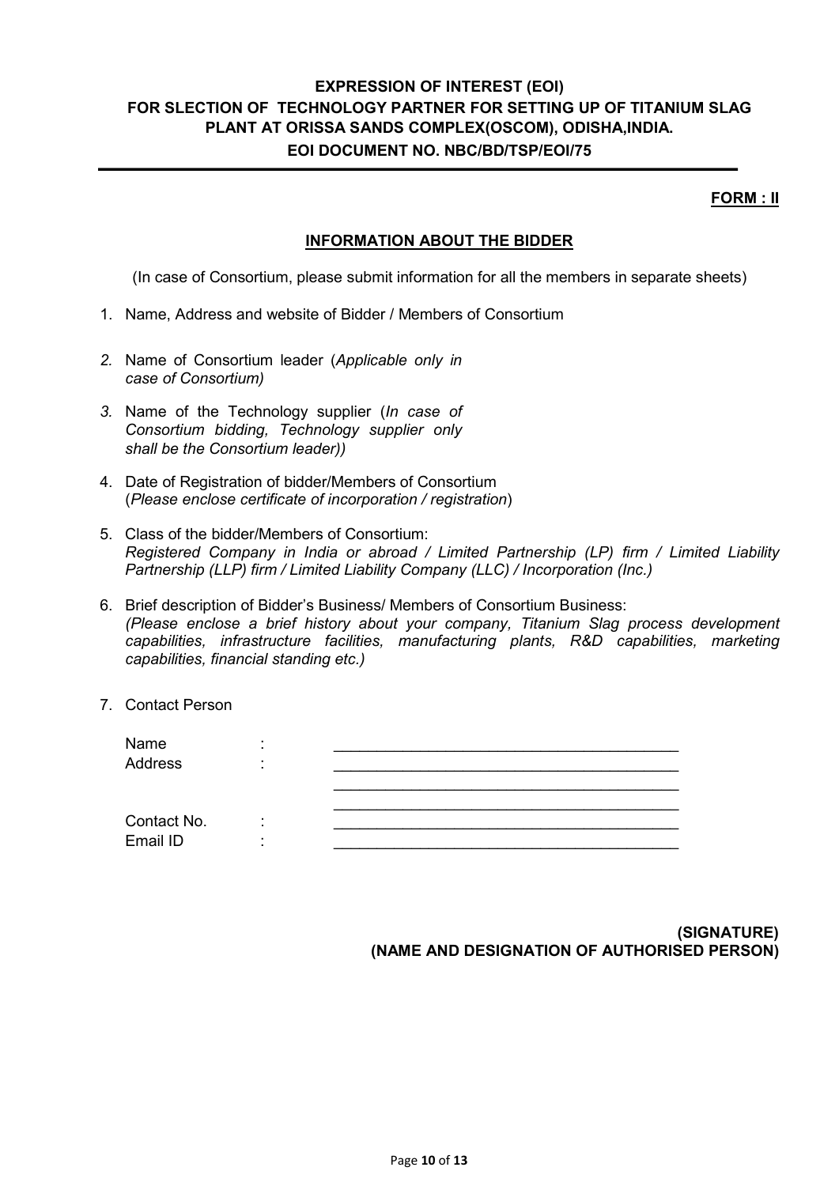**EXPRESSION OF INTEREST (EOI)**
**FOR SLECTION OF TECHNOLOGY PARTNER FOR SETTING UP OF TITANIUM SLAG PLANT AT ORISSA SANDS COMPLEX(OSCOM), ODISHA,INDIA.**
**EOI DOCUMENT NO. NBC/BD/TSP/EOI/75**

---

**FORM : II**

## INFORMATION ABOUT THE BIDDER

(In case of Consortium, please submit information for all the members in separate sheets)

1. Name, Address and website of Bidder / Members of Consortium

2. Name of Consortium leader (*Applicable only in case of Consortium)*

3. Name of the Technology supplier (*In case of Consortium bidding, Technology supplier only shall be the Consortium leader))*

4. Date of Registration of bidder/Members of Consortium (*Please enclose certificate of incorporation / registration*)

5. Class of the bidder/Members of Consortium:
   *Registered Company in India or abroad / Limited Partnership (LP) firm / Limited Liability Partnership (LLP) firm / Limited Liability Company (LLC) / Incorporation (Inc.)*

6. Brief description of Bidder's Business/ Members of Consortium Business:
   *(Please enclose a brief history about your company, Titanium Slag process development capabilities, infrastructure facilities, manufacturing plants, R&D capabilities, marketing capabilities, financial standing etc.)*

7. Contact Person

   Name : \_\_\_\_\_\_\_\_\_\_\_\_\_\_\_\_\_\_\_\_\_\_\_\_\_\_\_\_\_\_\_\_\_\_\_\_\_\_\_\_

   Address : \_\_\_\_\_\_\_\_\_\_\_\_\_\_\_\_\_\_\_\_\_\_\_\_\_\_\_\_\_\_\_\_\_\_\_\_\_\_\_\_
   \_\_\_\_\_\_\_\_\_\_\_\_\_\_\_\_\_\_\_\_\_\_\_\_\_\_\_\_\_\_\_\_\_\_\_\_\_\_\_\_
   \_\_\_\_\_\_\_\_\_\_\_\_\_\_\_\_\_\_\_\_\_\_\_\_\_\_\_\_\_\_\_\_\_\_\_\_\_\_\_\_

   Contact No. : \_\_\_\_\_\_\_\_\_\_\_\_\_\_\_\_\_\_\_\_\_\_\_\_\_\_\_\_\_\_\_\_\_\_\_\_\_\_\_\_

   Email ID : \_\_\_\_\_\_\_\_\_\_\_\_\_\_\_\_\_\_\_\_\_\_\_\_\_\_\_\_\_\_\_\_\_\_\_\_\_\_\_\_

**(SIGNATURE)**
**(NAME AND DESIGNATION OF AUTHORISED PERSON)**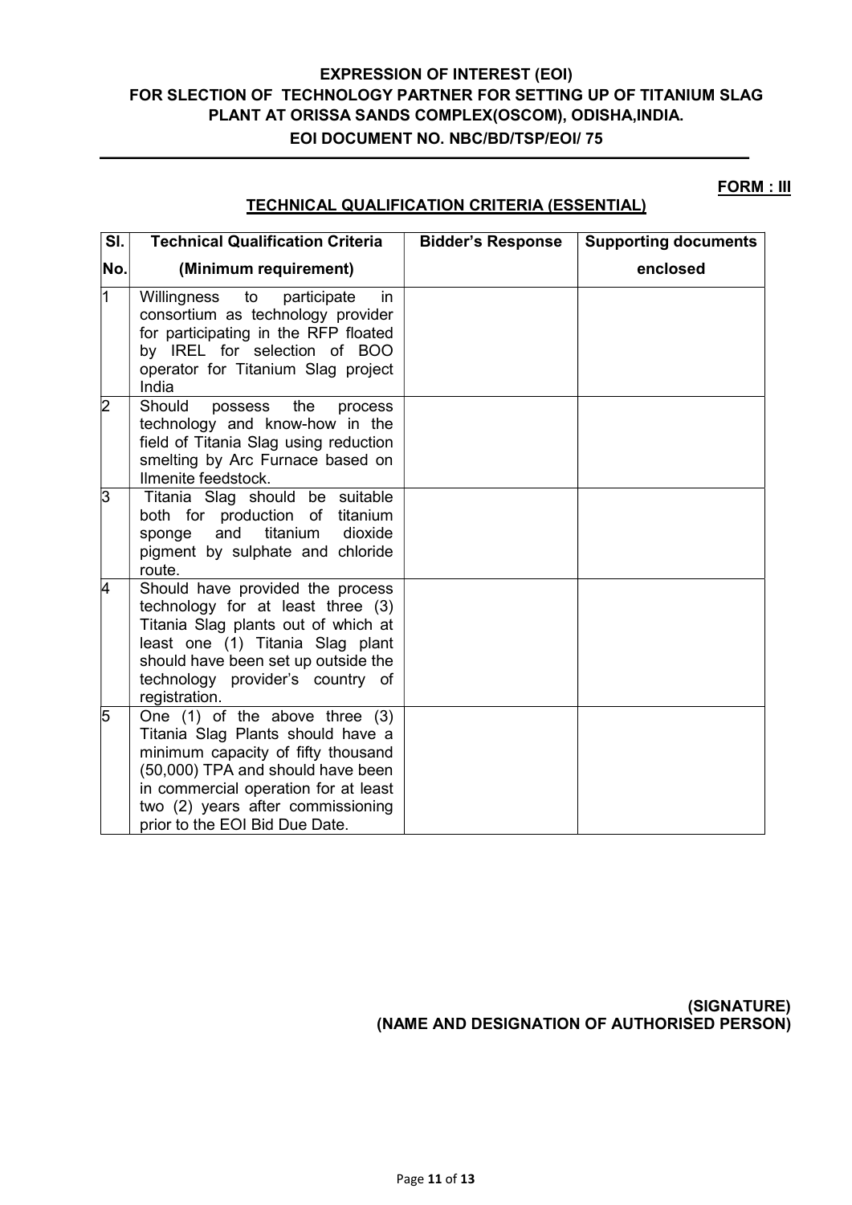**EXPRESSION OF INTEREST (EOI)**
**FOR SLECTION OF TECHNOLOGY PARTNER FOR SETTING UP OF TITANIUM SLAG PLANT AT ORISSA SANDS COMPLEX(OSCOM), ODISHA,INDIA.**
**EOI DOCUMENT NO. NBC/BD/TSP/EOI/ 75**

**FORM : III**

## TECHNICAL QUALIFICATION CRITERIA (ESSENTIAL)

| Sl. No. | Technical Qualification Criteria (Minimum requirement) | Bidder's Response | Supporting documents enclosed |
|---|---|---|---|
| 1 | Willingness to participate in consortium as technology provider for participating in the RFP floated by IREL for selection of BOO operator for Titanium Slag project India | | |
| 2 | Should possess the process technology and know-how in the field of Titania Slag using reduction smelting by Arc Furnace based on Ilmenite feedstock. | | |
| 3 | Titania Slag should be suitable both for production of titanium sponge and titanium dioxide pigment by sulphate and chloride route. | | |
| 4 | Should have provided the process technology for at least three (3) Titania Slag plants out of which at least one (1) Titania Slag plant should have been set up outside the technology provider's country of registration. | | |
| 5 | One (1) of the above three (3) Titania Slag Plants should have a minimum capacity of fifty thousand (50,000) TPA and should have been in commercial operation for at least two (2) years after commissioning prior to the EOI Bid Due Date. | | |

**(SIGNATURE)**
**(NAME AND DESIGNATION OF AUTHORISED PERSON)**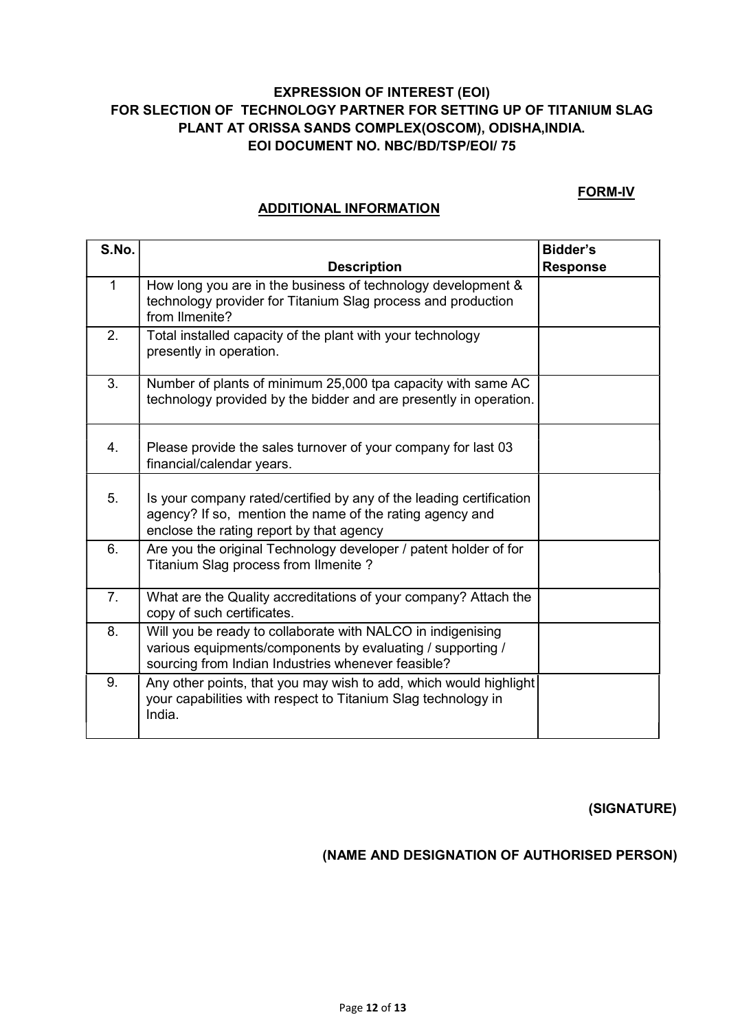**EXPRESSION OF INTEREST (EOI)**
**FOR SLECTION OF TECHNOLOGY PARTNER FOR SETTING UP OF TITANIUM SLAG PLANT AT ORISSA SANDS COMPLEX(OSCOM), ODISHA,INDIA.**
**EOI DOCUMENT NO. NBC/BD/TSP/EOI/ 75**

**FORM-IV**

## ADDITIONAL INFORMATION

| S.No. | Description | Bidder's Response |
|---|---|---|
| 1 | How long you are in the business of technology development & technology provider for Titanium Slag process and production from Ilmenite? | |
| 2. | Total installed capacity of the plant with your technology presently in operation. | |
| 3. | Number of plants of minimum 25,000 tpa capacity with same AC technology provided by the bidder and are presently in operation. | |
| 4. | Please provide the sales turnover of your company for last 03 financial/calendar years. | |
| 5. | Is your company rated/certified by any of the leading certification agency? If so, mention the name of the rating agency and enclose the rating report by that agency | |
| 6. | Are you the original Technology developer / patent holder of for Titanium Slag process from Ilmenite ? | |
| 7. | What are the Quality accreditations of your company? Attach the copy of such certificates. | |
| 8. | Will you be ready to collaborate with NALCO in indigenising various equipments/components by evaluating / supporting / sourcing from Indian Industries whenever feasible? | |
| 9. | Any other points, that you may wish to add, which would highlight your capabilities with respect to Titanium Slag technology in India. | |

**(SIGNATURE)**

**(NAME AND DESIGNATION OF AUTHORISED PERSON)**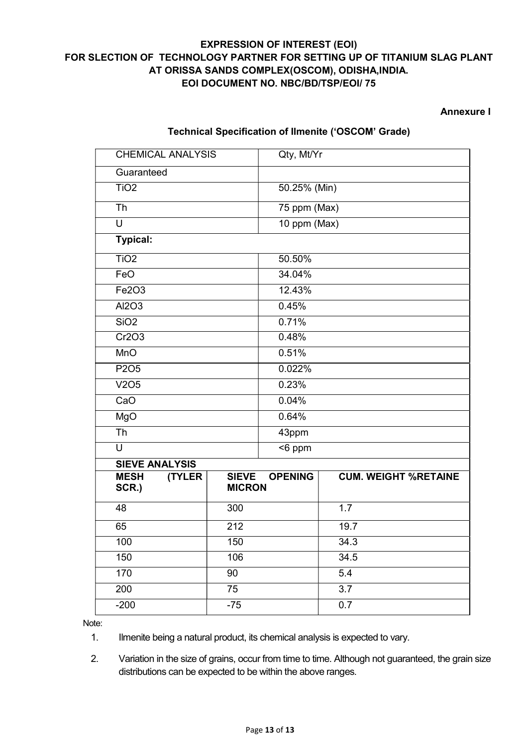**EXPRESSION OF INTEREST (EOI)**
**FOR SLECTION OF TECHNOLOGY PARTNER FOR SETTING UP OF TITANIUM SLAG PLANT AT ORISSA SANDS COMPLEX(OSCOM), ODISHA,INDIA.**
**EOI DOCUMENT NO. NBC/BD/TSP/EOI/ 75**

**Annexure I**

## Technical Specification of Ilmenite ('OSCOM' Grade)

| CHEMICAL ANALYSIS | Qty, Mt/Yr | |
|---|---|---|
| Guaranteed | | |
| $TiO_2$ | 50.25% (Min) | |
| Th | 75 ppm (Max) | |
| U | 10 ppm (Max) | |
| **Typical:** | | |
| $TiO_2$ | 50.50% | |
| FeO | 34.04% | |
| $Fe_2O_3$ | 12.43% | |
| $Al_2O_3$ | 0.45% | |
| $SiO_2$ | 0.71% | |
| $Cr_2O_3$ | 0.48% | |
| MnO | 0.51% | |
| $P_2O_5$ | 0.022% | |
| $V_2O_5$ | 0.23% | |
| CaO | 0.04% | |
| MgO | 0.64% | |
| Th | 43ppm | |
| U | <6 ppm | |
| **SIEVE ANALYSIS** | | |
| **MESH (TYLER SCR.)** | **SIEVE OPENING MICRON** | **CUM. WEIGHT %RETAINE** |
| 48 | 300 | 1.7 |
| 65 | 212 | 19.7 |
| 100 | 150 | 34.3 |
| 150 | 106 | 34.5 |
| 170 | 90 | 5.4 |
| 200 | 75 | 3.7 |
| -200 | -75 | 0.7 |

Note:

1. Ilmenite being a natural product, its chemical analysis is expected to vary.
2. Variation in the size of grains, occur from time to time. Although not guaranteed, the grain size distributions can be expected to be within the above ranges.